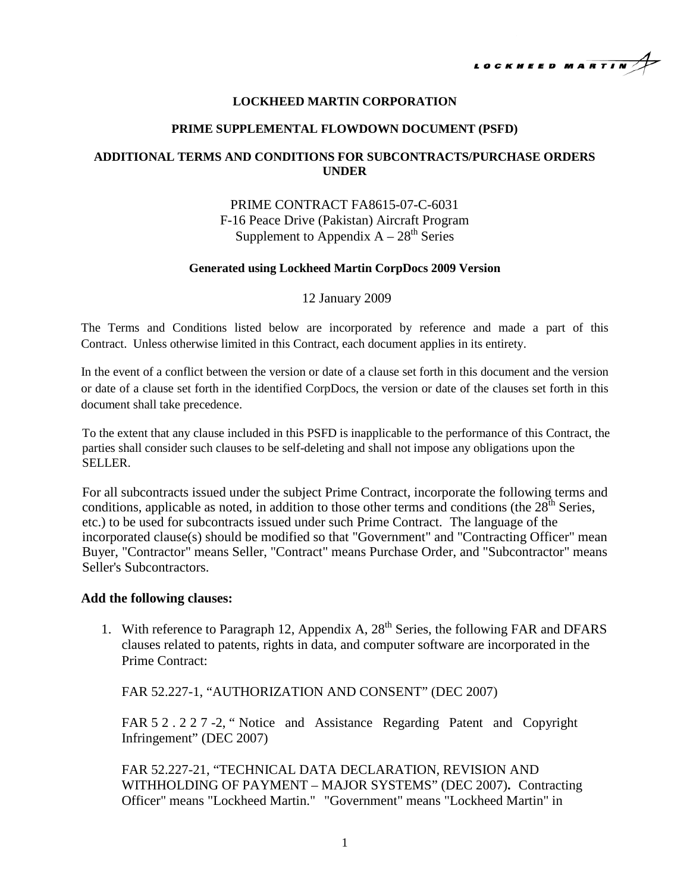# LOCKHEED MARTIN CORPORATION

## PRIME SUPPLEMENTAL FLOWDOWN DOCUMENT (PSFD)

## ADDITIONAL TERMS AND CONDITIONS FOR SUBCONTRACTS/PURCHASE ORDERS UNDER

PRIME CONTRACT FA8615-07-C-6031
F-16 Peace Drive (Pakistan) Aircraft Program
Supplement to Appendix A – 28th Series

**Generated using Lockheed Martin CorpDocs 2009 Version**

12 January 2009

The Terms and Conditions listed below are incorporated by reference and made a part of this Contract. Unless otherwise limited in this Contract, each document applies in its entirety.

In the event of a conflict between the version or date of a clause set forth in this document and the version or date of a clause set forth in the identified CorpDocs, the version or date of the clauses set forth in this document shall take precedence.

To the extent that any clause included in this PSFD is inapplicable to the performance of this Contract, the parties shall consider such clauses to be self-deleting and shall not impose any obligations upon the SELLER.

For all subcontracts issued under the subject Prime Contract, incorporate the following terms and conditions, applicable as noted, in addition to those other terms and conditions (the 28th Series, etc.) to be used for subcontracts issued under such Prime Contract. The language of the incorporated clause(s) should be modified so that "Government" and "Contracting Officer" mean Buyer, "Contractor" means Seller, "Contract" means Purchase Order, and "Subcontractor" means Seller's Subcontractors.

### Add the following clauses:

1. With reference to Paragraph 12, Appendix A, 28th Series, the following FAR and DFARS clauses related to patents, rights in data, and computer software are incorporated in the Prime Contract:

   FAR 52.227-1, "AUTHORIZATION AND CONSENT" (DEC 2007)

   FAR 52.227-2, " Notice and Assistance Regarding Patent and Copyright Infringement" (DEC 2007)

   FAR 52.227-21, "TECHNICAL DATA DECLARATION, REVISION AND WITHHOLDING OF PAYMENT – MAJOR SYSTEMS" (DEC 2007)**.** Contracting Officer" means "Lockheed Martin." "Government" means "Lockheed Martin" in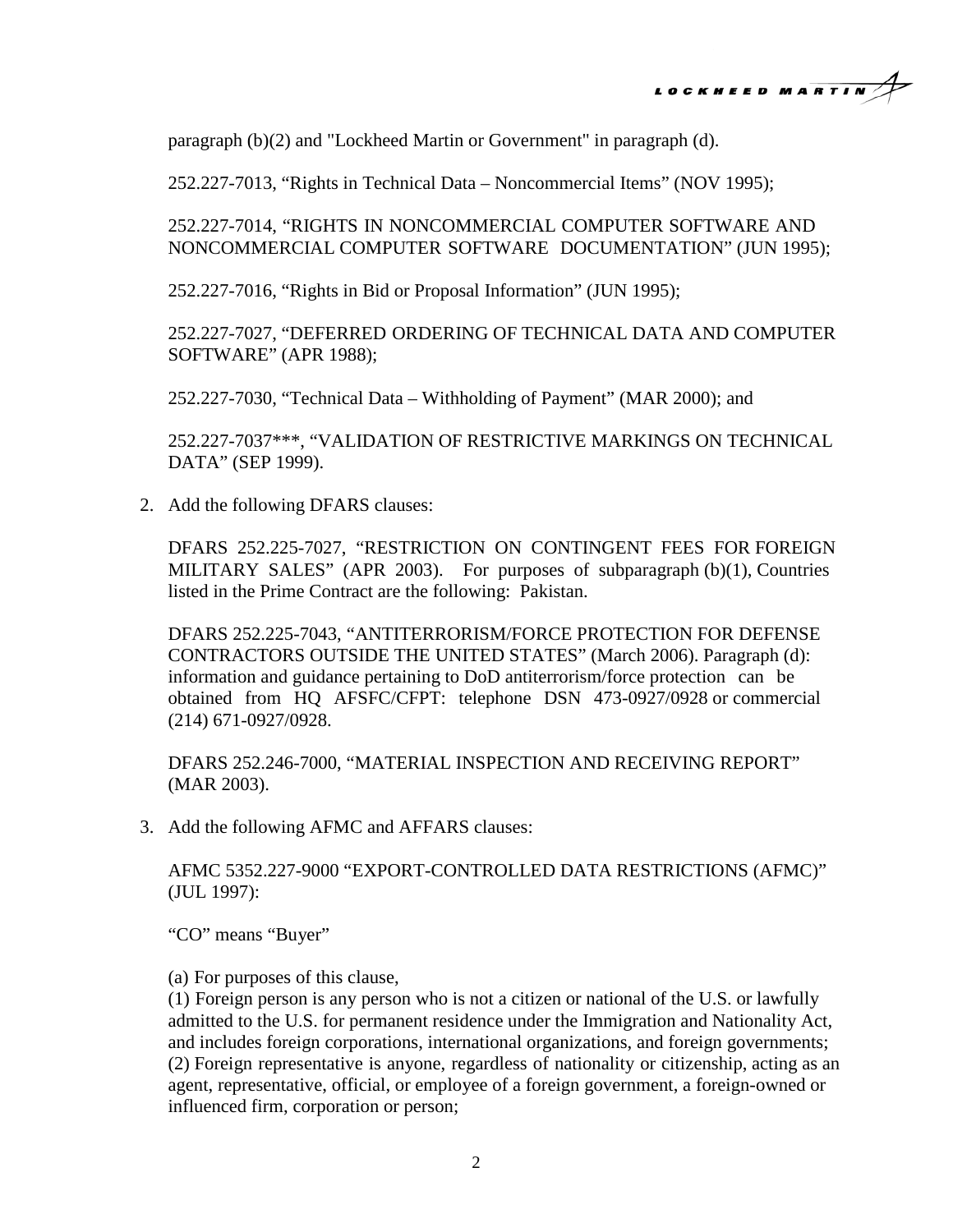paragraph (b)(2) and "Lockheed Martin or Government" in paragraph (d).

252.227-7013, “Rights in Technical Data – Noncommercial Items” (NOV 1995);

252.227-7014, “RIGHTS IN NONCOMMERCIAL COMPUTER SOFTWARE AND NONCOMMERCIAL COMPUTER SOFTWARE DOCUMENTATION” (JUN 1995);

252.227-7016, “Rights in Bid or Proposal Information” (JUN 1995);

252.227-7027, “DEFERRED ORDERING OF TECHNICAL DATA AND COMPUTER SOFTWARE” (APR 1988);

252.227-7030, “Technical Data – Withholding of Payment” (MAR 2000); and

252.227-7037***, “VALIDATION OF RESTRICTIVE MARKINGS ON TECHNICAL DATA” (SEP 1999).

2. Add the following DFARS clauses:

   DFARS 252.225-7027, “RESTRICTION ON CONTINGENT FEES FOR FOREIGN MILITARY SALES” (APR 2003). For purposes of subparagraph (b)(1), Countries listed in the Prime Contract are the following: Pakistan.

   DFARS 252.225-7043, “ANTITERRORISM/FORCE PROTECTION FOR DEFENSE CONTRACTORS OUTSIDE THE UNITED STATES” (March 2006). Paragraph (d): information and guidance pertaining to DoD antiterrorism/force protection can be obtained from HQ AFSFC/CFPT: telephone DSN 473-0927/0928 or commercial (214) 671-0927/0928.

   DFARS 252.246-7000, “MATERIAL INSPECTION AND RECEIVING REPORT” (MAR 2003).

3. Add the following AFMC and AFFARS clauses:

   AFMC 5352.227-9000 “EXPORT-CONTROLLED DATA RESTRICTIONS (AFMC)” (JUL 1997):

   “CO” means “Buyer”

   (a) For purposes of this clause,
   (1) Foreign person is any person who is not a citizen or national of the U.S. or lawfully admitted to the U.S. for permanent residence under the Immigration and Nationality Act, and includes foreign corporations, international organizations, and foreign governments;
   (2) Foreign representative is anyone, regardless of nationality or citizenship, acting as an agent, representative, official, or employee of a foreign government, a foreign-owned or influenced firm, corporation or person;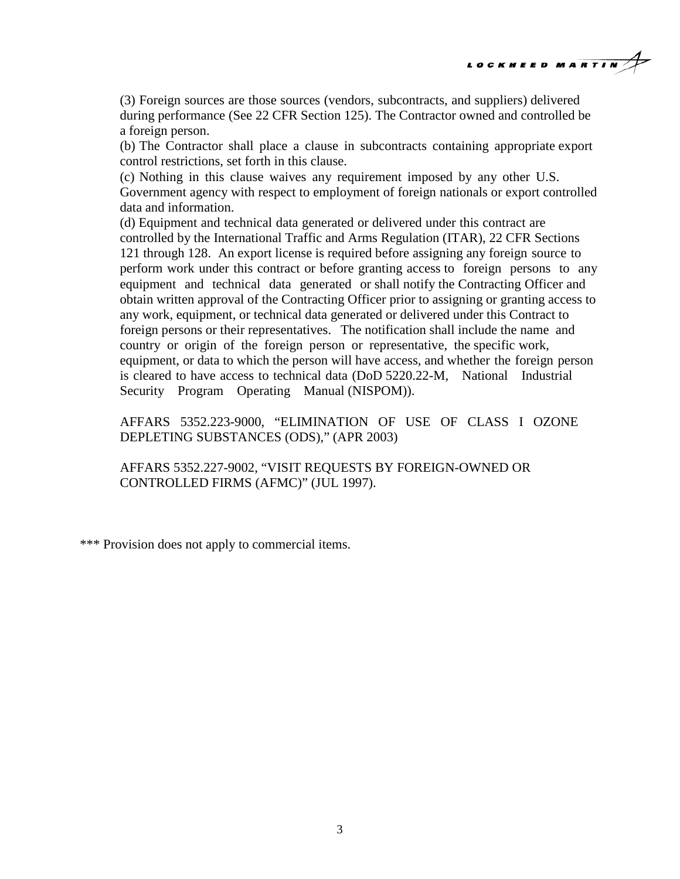(3) Foreign sources are those sources (vendors, subcontracts, and suppliers) delivered during performance (See 22 CFR Section 125). The Contractor owned and controlled be a foreign person.

(b) The Contractor shall place a clause in subcontracts containing appropriate export control restrictions, set forth in this clause.

(c) Nothing in this clause waives any requirement imposed by any other U.S. Government agency with respect to employment of foreign nationals or export controlled data and information.

(d) Equipment and technical data generated or delivered under this contract are controlled by the International Traffic and Arms Regulation (ITAR), 22 CFR Sections 121 through 128. An export license is required before assigning any foreign source to perform work under this contract or before granting access to foreign persons to any equipment and technical data generated or shall notify the Contracting Officer and obtain written approval of the Contracting Officer prior to assigning or granting access to any work, equipment, or technical data generated or delivered under this Contract to foreign persons or their representatives. The notification shall include the name and country or origin of the foreign person or representative, the specific work, equipment, or data to which the person will have access, and whether the foreign person is cleared to have access to technical data (DoD 5220.22-M, National Industrial Security Program Operating Manual (NISPOM)).

AFFARS 5352.223-9000, "ELIMINATION OF USE OF CLASS I OZONE DEPLETING SUBSTANCES (ODS)," (APR 2003)

AFFARS 5352.227-9002, "VISIT REQUESTS BY FOREIGN-OWNED OR CONTROLLED FIRMS (AFMC)" (JUL 1997).

*** Provision does not apply to commercial items.